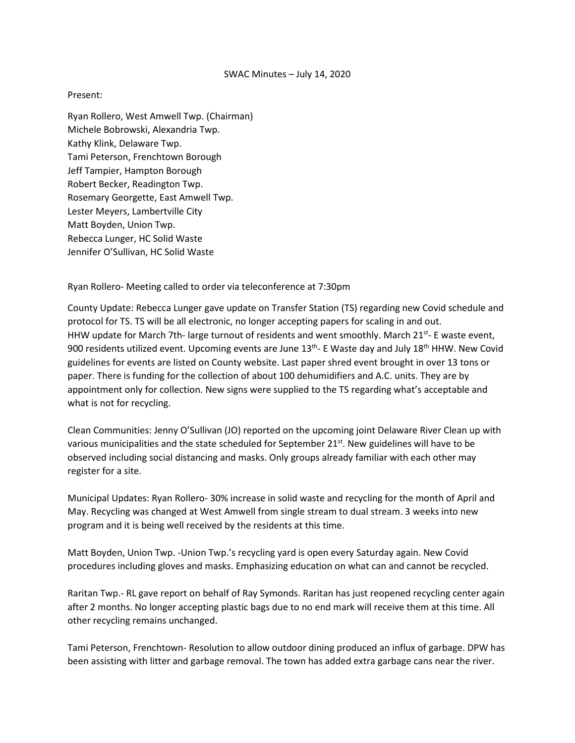# SWAC Minutes – July 14, 2020

Present:

Ryan Rollero, West Amwell Twp. (Chairman)
Michele Bobrowski, Alexandria Twp.
Kathy Klink, Delaware Twp.
Tami Peterson, Frenchtown Borough
Jeff Tampier, Hampton Borough
Robert Becker, Readington Twp.
Rosemary Georgette, East Amwell Twp.
Lester Meyers, Lambertville City
Matt Boyden, Union Twp.
Rebecca Lunger, HC Solid Waste
Jennifer O'Sullivan, HC Solid Waste

Ryan Rollero- Meeting called to order via teleconference at 7:30pm

County Update: Rebecca Lunger gave update on Transfer Station (TS) regarding new Covid schedule and protocol for TS. TS will be all electronic, no longer accepting papers for scaling in and out. HHW update for March 7th- large turnout of residents and went smoothly. March 21st- E waste event, 900 residents utilized event. Upcoming events are June 13th- E Waste day and July 18th HHW. New Covid guidelines for events are listed on County website. Last paper shred event brought in over 13 tons or paper. There is funding for the collection of about 100 dehumidifiers and A.C. units. They are by appointment only for collection. New signs were supplied to the TS regarding what's acceptable and what is not for recycling.

Clean Communities: Jenny O'Sullivan (JO) reported on the upcoming joint Delaware River Clean up with various municipalities and the state scheduled for September 21st. New guidelines will have to be observed including social distancing and masks. Only groups already familiar with each other may register for a site.

Municipal Updates: Ryan Rollero- 30% increase in solid waste and recycling for the month of April and May. Recycling was changed at West Amwell from single stream to dual stream. 3 weeks into new program and it is being well received by the residents at this time.

Matt Boyden, Union Twp. -Union Twp.'s recycling yard is open every Saturday again. New Covid procedures including gloves and masks. Emphasizing education on what can and cannot be recycled.

Raritan Twp.- RL gave report on behalf of Ray Symonds. Raritan has just reopened recycling center again after 2 months. No longer accepting plastic bags due to no end mark will receive them at this time. All other recycling remains unchanged.

Tami Peterson, Frenchtown- Resolution to allow outdoor dining produced an influx of garbage. DPW has been assisting with litter and garbage removal. The town has added extra garbage cans near the river.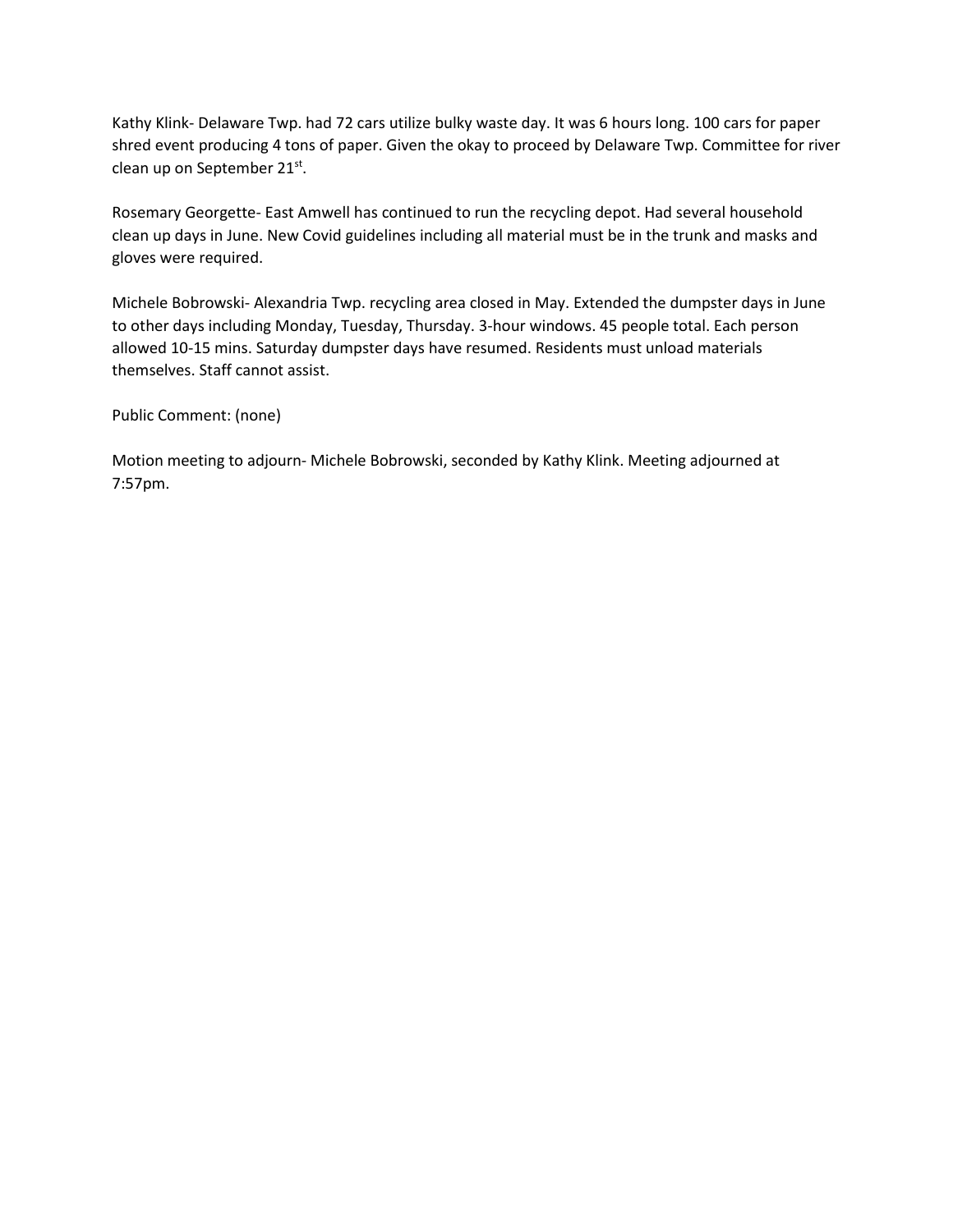Kathy Klink- Delaware Twp. had 72 cars utilize bulky waste day. It was 6 hours long. 100 cars for paper shred event producing 4 tons of paper. Given the okay to proceed by Delaware Twp. Committee for river clean up on September 21st.

Rosemary Georgette- East Amwell has continued to run the recycling depot. Had several household clean up days in June. New Covid guidelines including all material must be in the trunk and masks and gloves were required.

Michele Bobrowski- Alexandria Twp. recycling area closed in May. Extended the dumpster days in June to other days including Monday, Tuesday, Thursday. 3-hour windows. 45 people total. Each person allowed 10-15 mins. Saturday dumpster days have resumed. Residents must unload materials themselves. Staff cannot assist.

Public Comment: (none)

Motion meeting to adjourn- Michele Bobrowski, seconded by Kathy Klink. Meeting adjourned at 7:57pm.